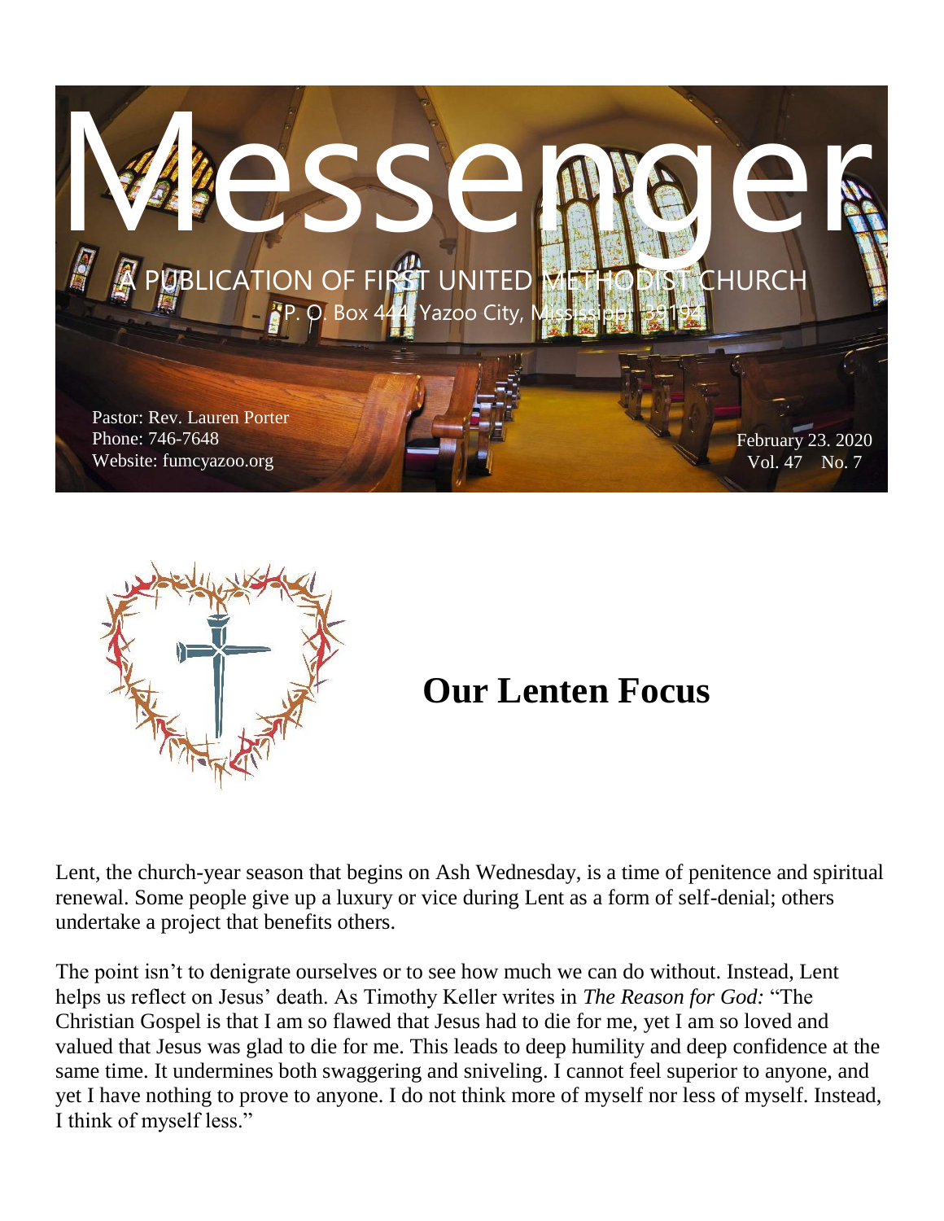# Messenger

A PUBLICATION OF FIRST UNITED METHODIST CHURCH

P. O. Box 444, Yazoo City, Mississippi 39194

Pastor: Rev. Lauren Porter
Phone: 746-7648
Website: fumcyazoo.org

February 23. 2020
Vol. 47 No. 7

## Our Lenten Focus

Lent, the church-year season that begins on Ash Wednesday, is a time of penitence and spiritual renewal. Some people give up a luxury or vice during Lent as a form of self-denial; others undertake a project that benefits others.

The point isn't to denigrate ourselves or to see how much we can do without. Instead, Lent helps us reflect on Jesus' death. As Timothy Keller writes in *The Reason for God:* "The Christian Gospel is that I am so flawed that Jesus had to die for me, yet I am so loved and valued that Jesus was glad to die for me. This leads to deep humility and deep confidence at the same time. It undermines both swaggering and sniveling. I cannot feel superior to anyone, and yet I have nothing to prove to anyone. I do not think more of myself nor less of myself. Instead, I think of myself less."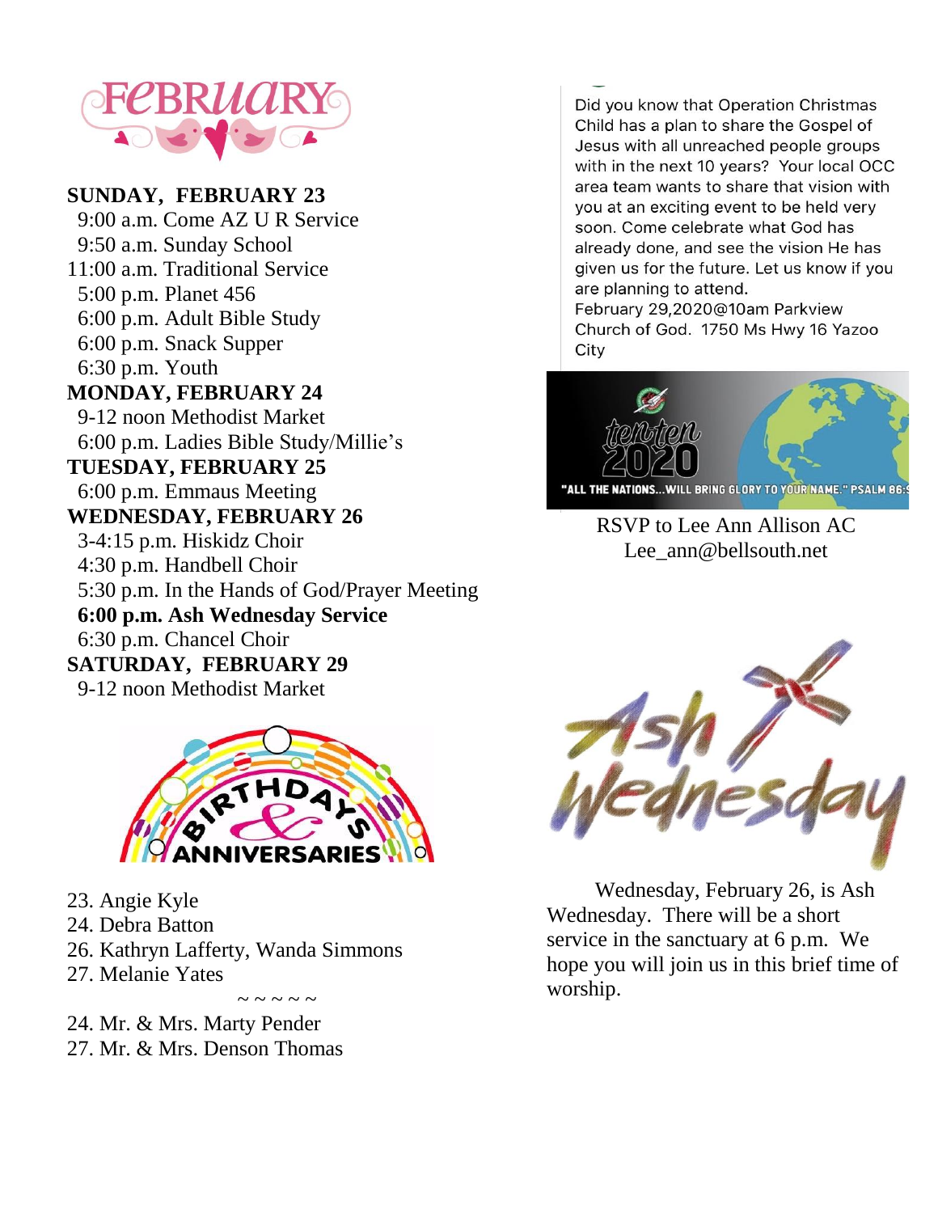# FEBRUARY

**SUNDAY, FEBRUARY 23**
9:00 a.m. Come AZ U R Service
9:50 a.m. Sunday School
11:00 a.m. Traditional Service
5:00 p.m. Planet 456
6:00 p.m. Adult Bible Study
6:00 p.m. Snack Supper
6:30 p.m. Youth

**MONDAY, FEBRUARY 24**
9-12 noon Methodist Market
6:00 p.m. Ladies Bible Study/Millie's

**TUESDAY, FEBRUARY 25**
6:00 p.m. Emmaus Meeting

**WEDNESDAY, FEBRUARY 26**
3-4:15 p.m. Hiskidz Choir
4:30 p.m. Handbell Choir
5:30 p.m. In the Hands of God/Prayer Meeting
**6:00 p.m. Ash Wednesday Service**
6:30 p.m. Chancel Choir

**SATURDAY, FEBRUARY 29**
9-12 noon Methodist Market

## BIRTHDAYS & ANNIVERSARIES

23. Angie Kyle
24. Debra Batton
26. Kathryn Lafferty, Wanda Simmons
27. Melanie Yates

~ ~ ~ ~ ~

24. Mr. & Mrs. Marty Pender
27. Mr. & Mrs. Denson Thomas

Did you know that Operation Christmas Child has a plan to share the Gospel of Jesus with all unreached people groups with in the next 10 years? Your local OCC area team wants to share that vision with you at an exciting event to be held very soon. Come celebrate what God has already done, and see the vision He has given us for the future. Let us know if you are planning to attend.
February 29,2020@10am Parkview Church of God. 1750 Ms Hwy 16 Yazoo City

tenten 2020
"ALL THE NATIONS...WILL BRING GLORY TO YOUR NAME." PSALM 86:9

RSVP to Lee Ann Allison AC
Lee_ann@bellsouth.net

## Ash Wednesday

Wednesday, February 26, is Ash Wednesday. There will be a short service in the sanctuary at 6 p.m. We hope you will join us in this brief time of worship.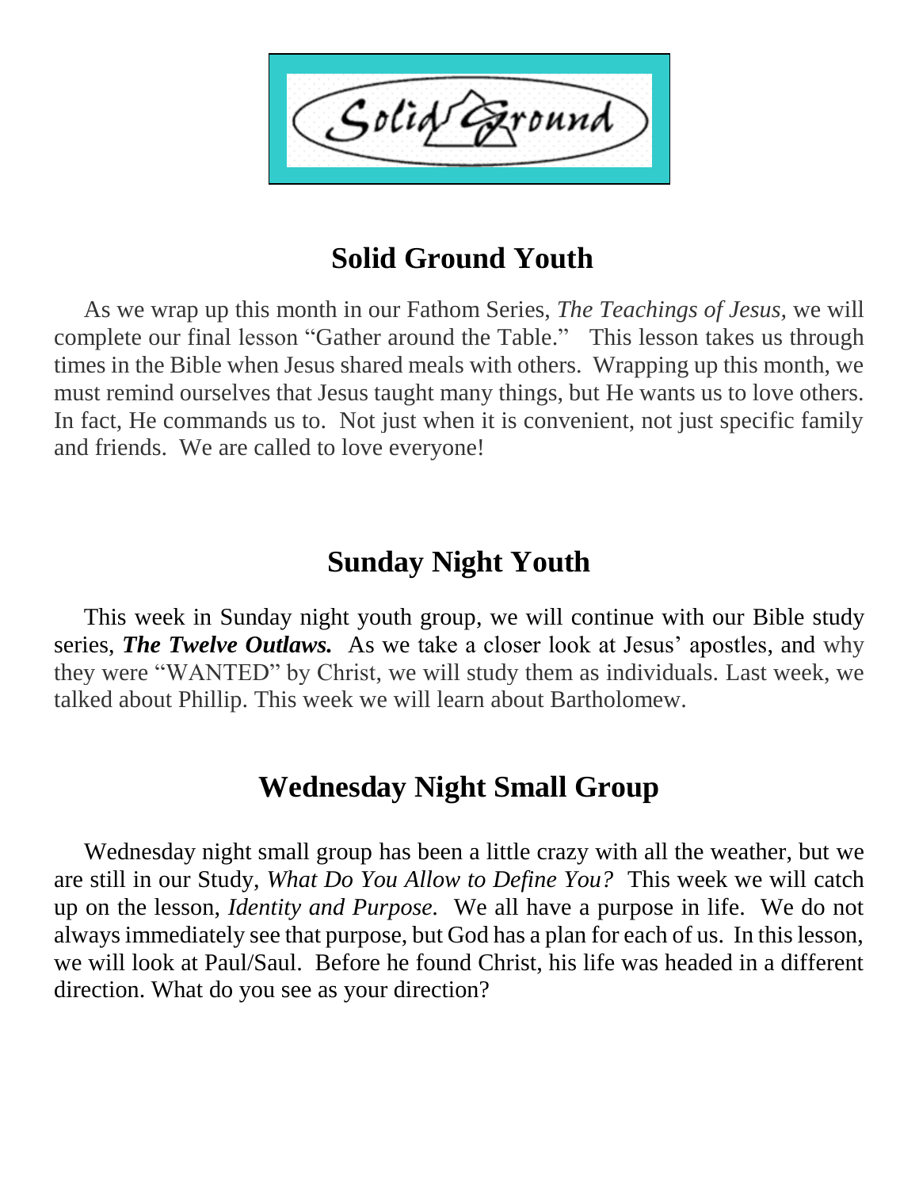## Solid Ground Youth

As we wrap up this month in our Fathom Series, *The Teachings of Jesus*, we will complete our final lesson "Gather around the Table." This lesson takes us through times in the Bible when Jesus shared meals with others. Wrapping up this month, we must remind ourselves that Jesus taught many things, but He wants us to love others. In fact, He commands us to. Not just when it is convenient, not just specific family and friends. We are called to love everyone!

## Sunday Night Youth

This week in Sunday night youth group, we will continue with our Bible study series, ***The Twelve Outlaws.*** As we take a closer look at Jesus' apostles, and why they were "WANTED" by Christ, we will study them as individuals. Last week, we talked about Phillip. This week we will learn about Bartholomew.

## Wednesday Night Small Group

Wednesday night small group has been a little crazy with all the weather, but we are still in our Study, *What Do You Allow to Define You?* This week we will catch up on the lesson, *Identity and Purpose.* We all have a purpose in life. We do not always immediately see that purpose, but God has a plan for each of us. In this lesson, we will look at Paul/Saul. Before he found Christ, his life was headed in a different direction. What do you see as your direction?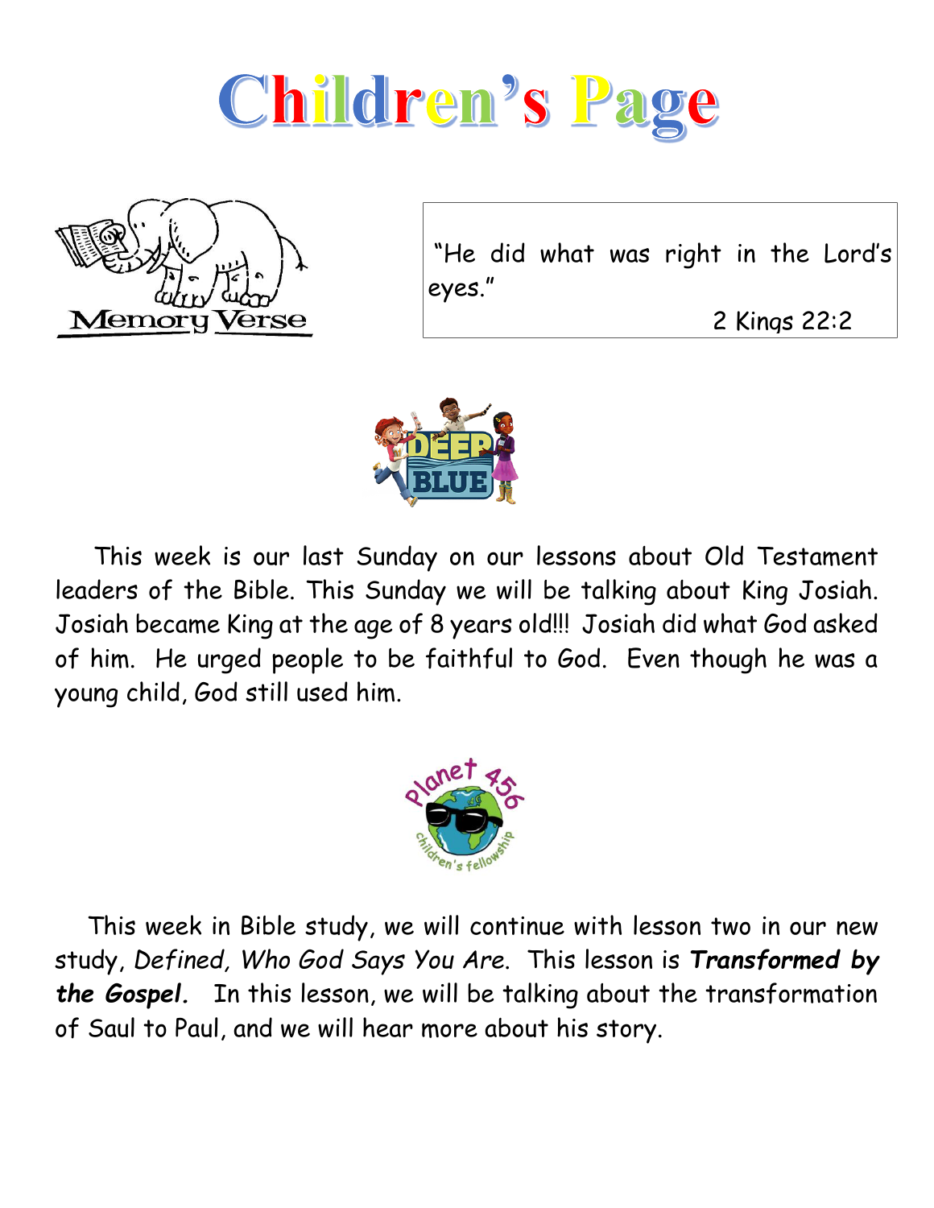# Children's Page

Memory Verse

"He did what was right in the Lord's eyes."

2 Kings 22:2

DEEP BLUE

This week is our last Sunday on our lessons about Old Testament leaders of the Bible. This Sunday we will be talking about King Josiah. Josiah became King at the age of 8 years old!!! Josiah did what God asked of him. He urged people to be faithful to God. Even though he was a young child, God still used him.

Planet 456 children's fellowship

This week in Bible study, we will continue with lesson two in our new study, *Defined, Who God Says You Are*. This lesson is ***Transformed by the Gospel.*** In this lesson, we will be talking about the transformation of Saul to Paul, and we will hear more about his story.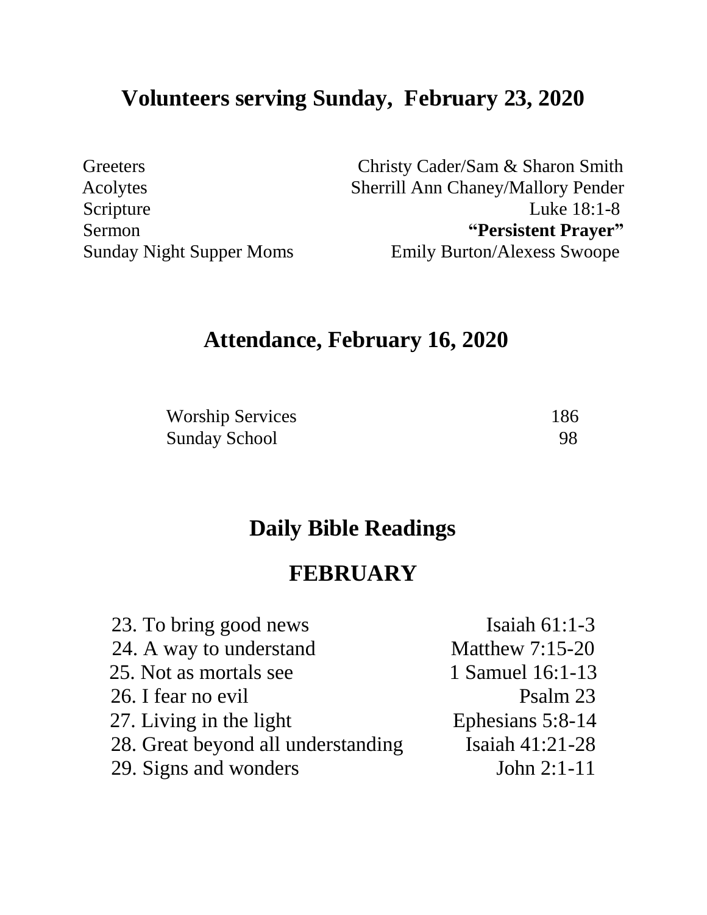## Volunteers serving Sunday, February 23, 2020

| | |
|---|---|
| Greeters | Christy Cader/Sam & Sharon Smith |
| Acolytes | Sherrill Ann Chaney/Mallory Pender |
| Scripture | Luke 18:1-8 |
| Sermon | **"Persistent Prayer"** |
| Sunday Night Supper Moms | Emily Burton/Alexess Swoope |

## Attendance, February 16, 2020

| | |
|---|---|
| Worship Services | 186 |
| Sunday School | 98 |

## Daily Bible Readings

## FEBRUARY

| | |
|---|---|
| 23. To bring good news | Isaiah 61:1-3 |
| 24. A way to understand | Matthew 7:15-20 |
| 25. Not as mortals see | 1 Samuel 16:1-13 |
| 26. I fear no evil | Psalm 23 |
| 27. Living in the light | Ephesians 5:8-14 |
| 28. Great beyond all understanding | Isaiah 41:21-28 |
| 29. Signs and wonders | John 2:1-11 |